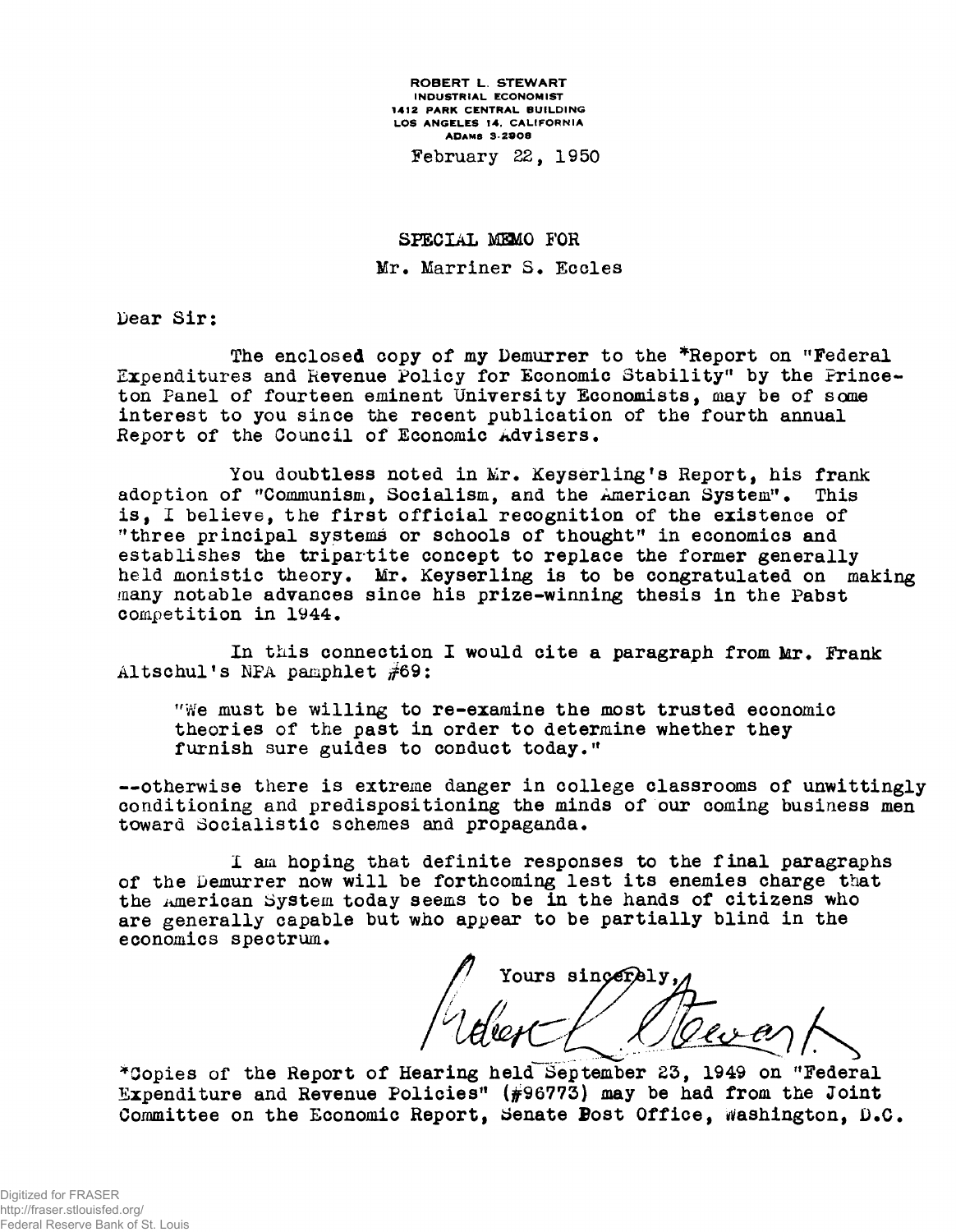ROBERT L. STEWART
INDUSTRIAL ECONOMIST
1412 PARK CENTRAL BUILDING
LOS ANGELES 14, CALIFORNIA
ADAMS 3-2908

February 22, 1950

SPECIAL MEMO FOR
Mr. Marriner S. Eccles

Dear Sir:

The enclosed copy of my Demurrer to the *Report on "Federal Expenditures and Revenue Policy for Economic Stability" by the Princeton Panel of fourteen eminent University Economists, may be of some interest to you since the recent publication of the fourth annual Report of the Council of Economic Advisers.

You doubtless noted in Mr. Keyserling's Report, his frank adoption of "Communism, Socialism, and the American System". This is, I believe, the first official recognition of the existence of "three principal systems or schools of thought" in economics and establishes the tripartite concept to replace the former generally held monistic theory. Mr. Keyserling is to be congratulated on making many notable advances since his prize-winning thesis in the Pabst competition in 1944.

In this connection I would cite a paragraph from Mr. Frank Altschul's NPA pamphlet #69:

> "We must be willing to re-examine the most trusted economic theories of the past in order to determine whether they furnish sure guides to conduct today."

--otherwise there is extreme danger in college classrooms of unwittingly conditioning and predispositioning the minds of our coming business men toward Socialistic schemes and propaganda.

I am hoping that definite responses to the final paragraphs of the Demurrer now will be forthcoming lest its enemies charge that the American System today seems to be in the hands of citizens who are generally capable but who appear to be partially blind in the economics spectrum.

Yours sincerely,

Robert L. Stewart

*Copies of the Report of Hearing held September 23, 1949 on "Federal Expenditure and Revenue Policies" (#96773) may be had from the Joint Committee on the Economic Report, Senate Post Office, Washington, D.C.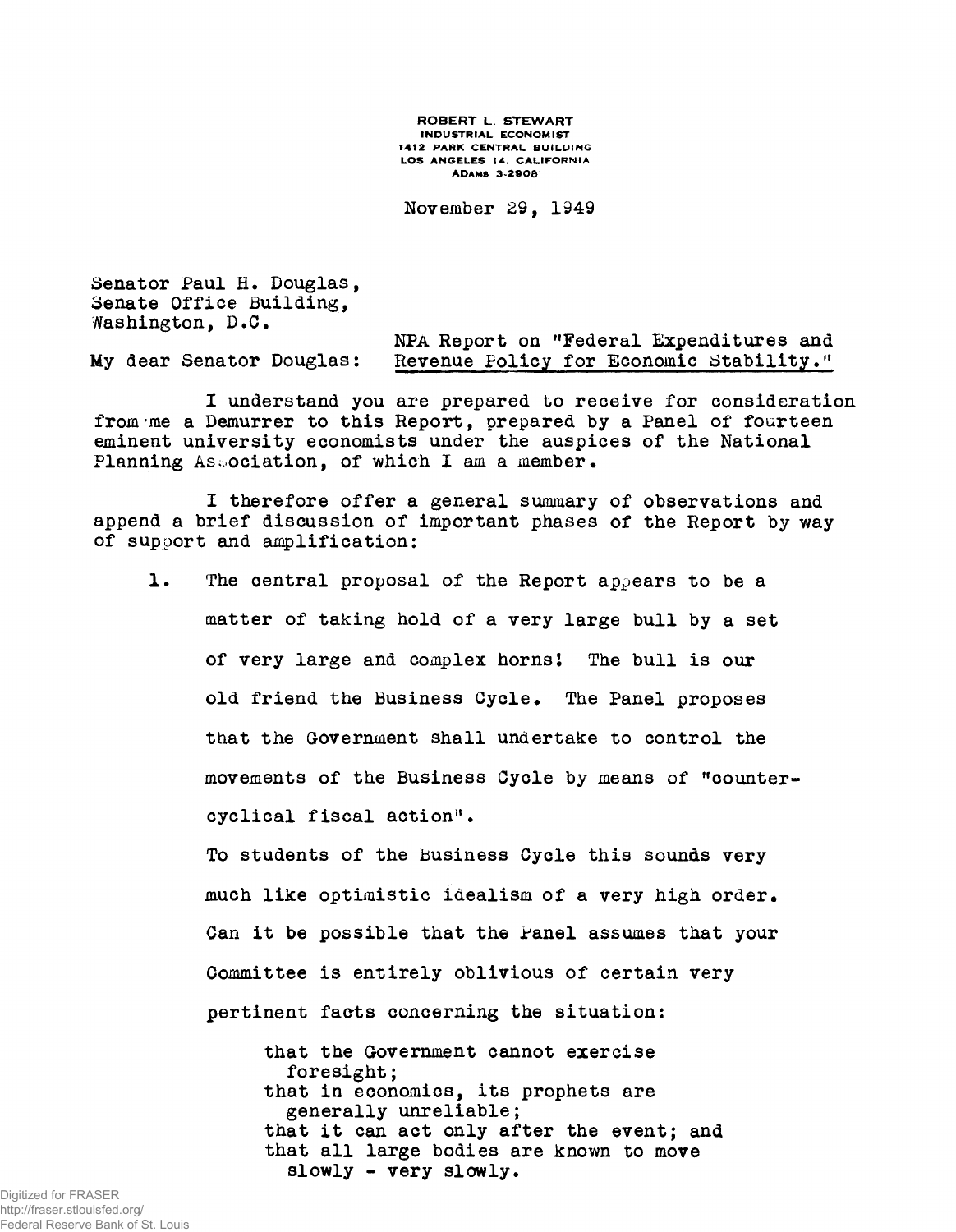ROBERT L. STEWART
INDUSTRIAL ECONOMIST
1412 PARK CENTRAL BUILDING
LOS ANGELES 14, CALIFORNIA
ADAMS 3-2908

November 29, 1949

Senator Paul H. Douglas,
Senate Office Building,
Washington, D.C.

NPA Report on "Federal Expenditures and Revenue Policy for Economic Stability."

My dear Senator Douglas:

I understand you are prepared to receive for consideration from me a Demurrer to this Report, prepared by a Panel of fourteen eminent university economists under the auspices of the National Planning Association, of which I am a member.

I therefore offer a general summary of observations and append a brief discussion of important phases of the Report by way of support and amplification:

1. The central proposal of the Report appears to be a matter of taking hold of a very large bull by a set of very large and complex horns! The bull is our old friend the Business Cycle. The Panel proposes that the Government shall undertake to control the movements of the Business Cycle by means of "counter-cyclical fiscal action".

   To students of the Business Cycle this sounds very much like optimistic idealism of a very high order. Can it be possible that the Panel assumes that your Committee is entirely oblivious of certain very pertinent facts concerning the situation:

   that the Government cannot exercise foresight;
   that in economics, its prophets are generally unreliable;
   that it can act only after the event; and
   that all large bodies are known to move slowly - very slowly.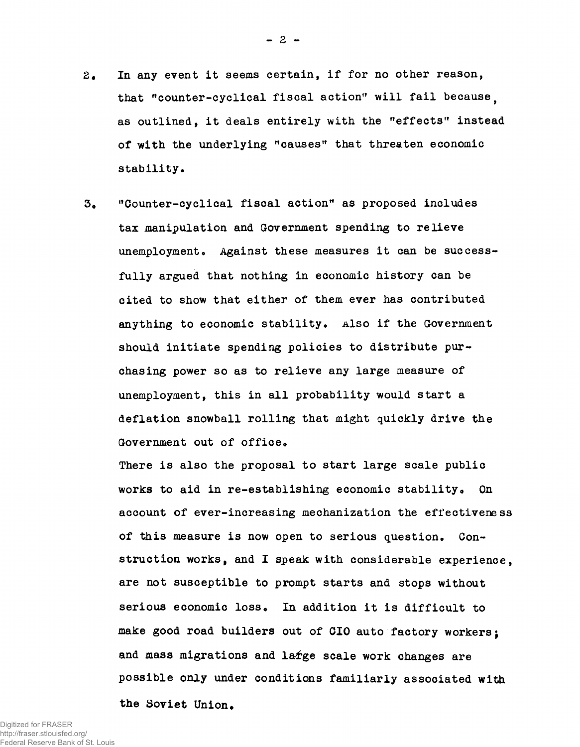2. In any event it seems certain, if for no other reason, that "counter-cyclical fiscal action" will fail because, as outlined, it deals entirely with the "effects" instead of with the underlying "causes" that threaten economic stability.

3. "Counter-cyclical fiscal action" as proposed includes tax manipulation and Government spending to relieve unemployment. Against these measures it can be successfully argued that nothing in economic history can be cited to show that either of them ever has contributed anything to economic stability. Also if the Government should initiate spending policies to distribute purchasing power so as to relieve any large measure of unemployment, this in all probability would start a deflation snowball rolling that might quickly drive the Government out of office.

   There is also the proposal to start large scale public works to aid in re-establishing economic stability. On account of ever-increasing mechanization the effectiveness of this measure is now open to serious question. Construction works, and I speak with considerable experience, are not susceptible to prompt starts and stops without serious economic loss. In addition it is difficult to make good road builders out of CIO auto factory workers; and mass migrations and large scale work changes are possible only under conditions familiarly associated with the Soviet Union.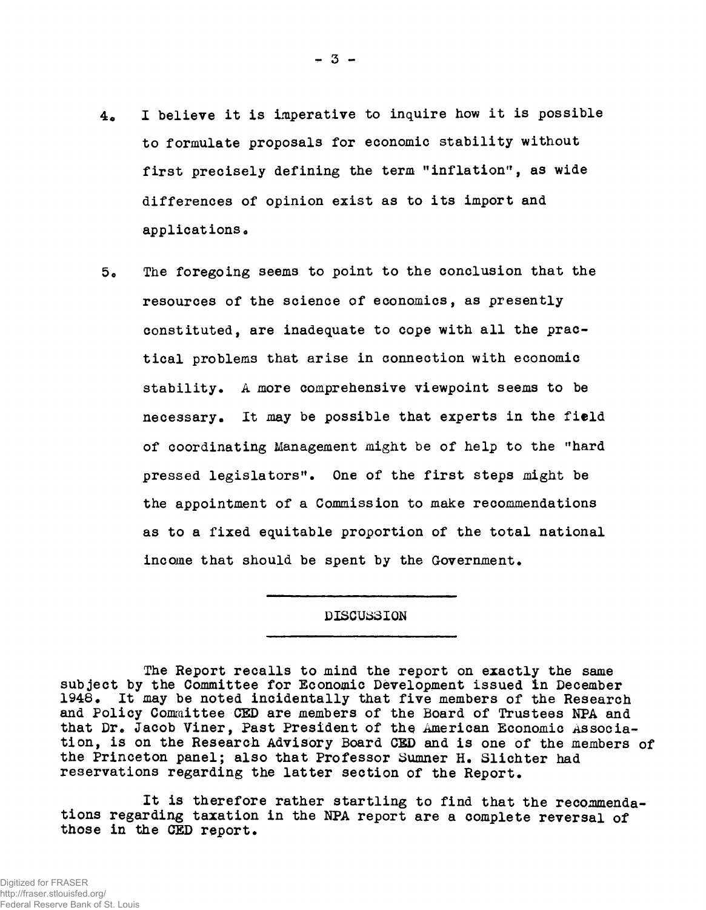4. I believe it is imperative to inquire how it is possible to formulate proposals for economic stability without first precisely defining the term "inflation", as wide differences of opinion exist as to its import and applications.

5. The foregoing seems to point to the conclusion that the resources of the science of economics, as presently constituted, are inadequate to cope with all the practical problems that arise in connection with economic stability. A more comprehensive viewpoint seems to be necessary. It may be possible that experts in the field of coordinating Management might be of help to the "hard pressed legislators". One of the first steps might be the appointment of a Commission to make recommendations as to a fixed equitable proportion of the total national income that should be spent by the Government.

## DISCUSSION

The Report recalls to mind the report on exactly the same subject by the Committee for Economic Development issued in December 1948. It may be noted incidentally that five members of the Research and Policy Committee CED are members of the Board of Trustees NPA and that Dr. Jacob Viner, Past President of the American Economic Association, is on the Research Advisory Board CED and is one of the members of the Princeton panel; also that Professor Sumner H. Slichter had reservations regarding the latter section of the Report.

It is therefore rather startling to find that the recommendations regarding taxation in the NPA report are a complete reversal of those in the CED report.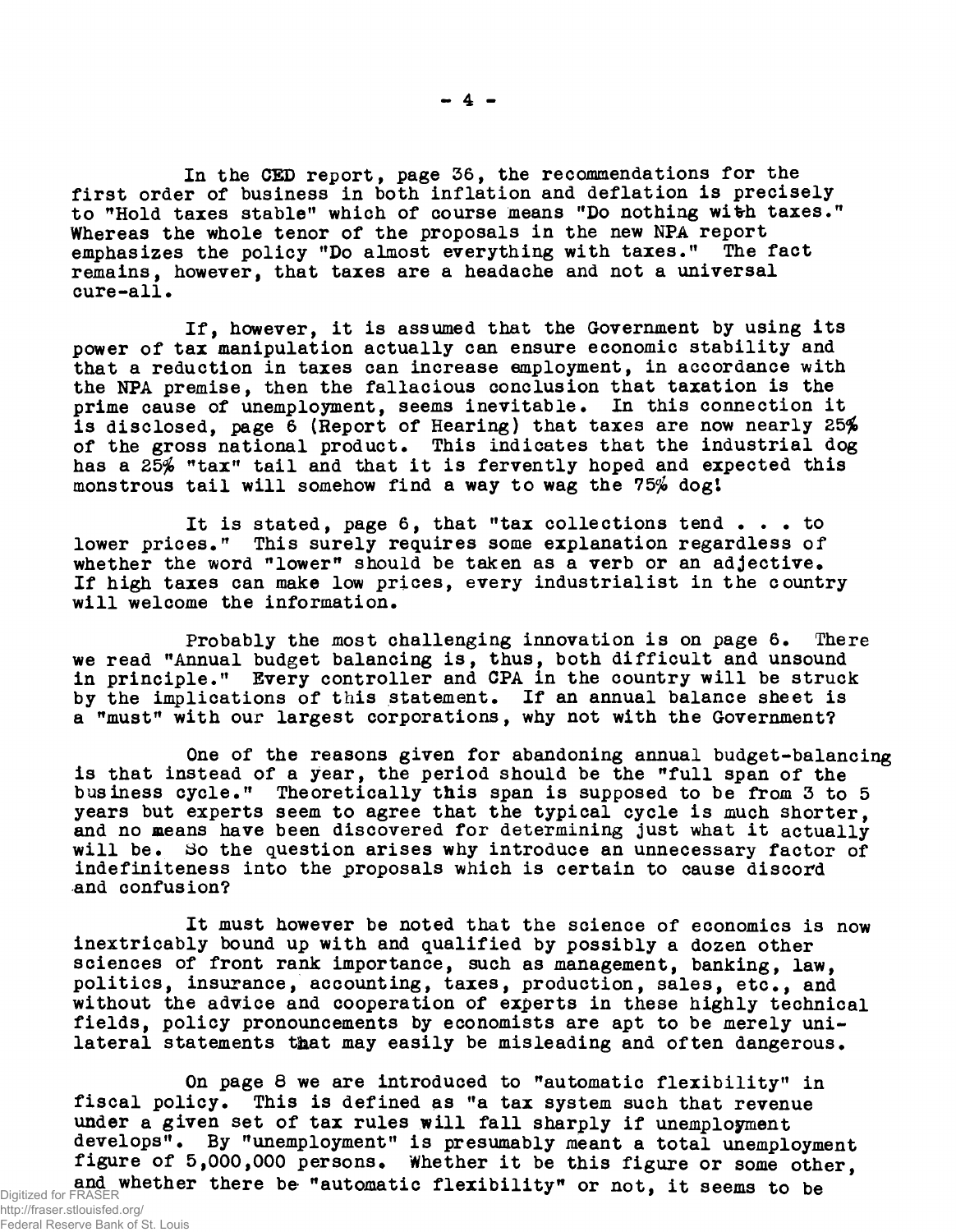In the CED report, page 36, the recommendations for the first order of business in both inflation and deflation is precisely to "Hold taxes stable" which of course means "Do nothing with taxes." Whereas the whole tenor of the proposals in the new NPA report emphasizes the policy "Do almost everything with taxes." The fact remains, however, that taxes are a headache and not a universal cure-all.

If, however, it is assumed that the Government by using its power of tax manipulation actually can ensure economic stability and that a reduction in taxes can increase employment, in accordance with the NPA premise, then the fallacious conclusion that taxation is the prime cause of unemployment, seems inevitable. In this connection it is disclosed, page 6 (Report of Hearing) that taxes are now nearly 25% of the gross national product. This indicates that the industrial dog has a 25% "tax" tail and that it is fervently hoped and expected this monstrous tail will somehow find a way to wag the 75% dog!

It is stated, page 6, that "tax collections tend . . . to lower prices." This surely requires some explanation regardless of whether the word "lower" should be taken as a verb or an adjective. If high taxes can make low prices, every industrialist in the country will welcome the information.

Probably the most challenging innovation is on page 6. There we read "Annual budget balancing is, thus, both difficult and unsound in principle." Every controller and CPA in the country will be struck by the implications of this statement. If an annual balance sheet is a "must" with our largest corporations, why not with the Government?

One of the reasons given for abandoning annual budget-balancing is that instead of a year, the period should be the "full span of the business cycle." Theoretically this span is supposed to be from 3 to 5 years but experts seem to agree that the typical cycle is much shorter, and no means have been discovered for determining just what it actually will be. So the question arises why introduce an unnecessary factor of indefiniteness into the proposals which is certain to cause discord and confusion?

It must however be noted that the science of economics is now inextricably bound up with and qualified by possibly a dozen other sciences of front rank importance, such as management, banking, law, politics, insurance, accounting, taxes, production, sales, etc., and without the advice and cooperation of experts in these highly technical fields, policy pronouncements by economists are apt to be merely unilateral statements that may easily be misleading and often dangerous.

On page 8 we are introduced to "automatic flexibility" in fiscal policy. This is defined as "a tax system such that revenue under a given set of tax rules will fall sharply if unemployment develops". By "unemployment" is presumably meant a total unemployment figure of 5,000,000 persons. Whether it be this figure or some other, and whether there be "automatic flexibility" or not, it seems to be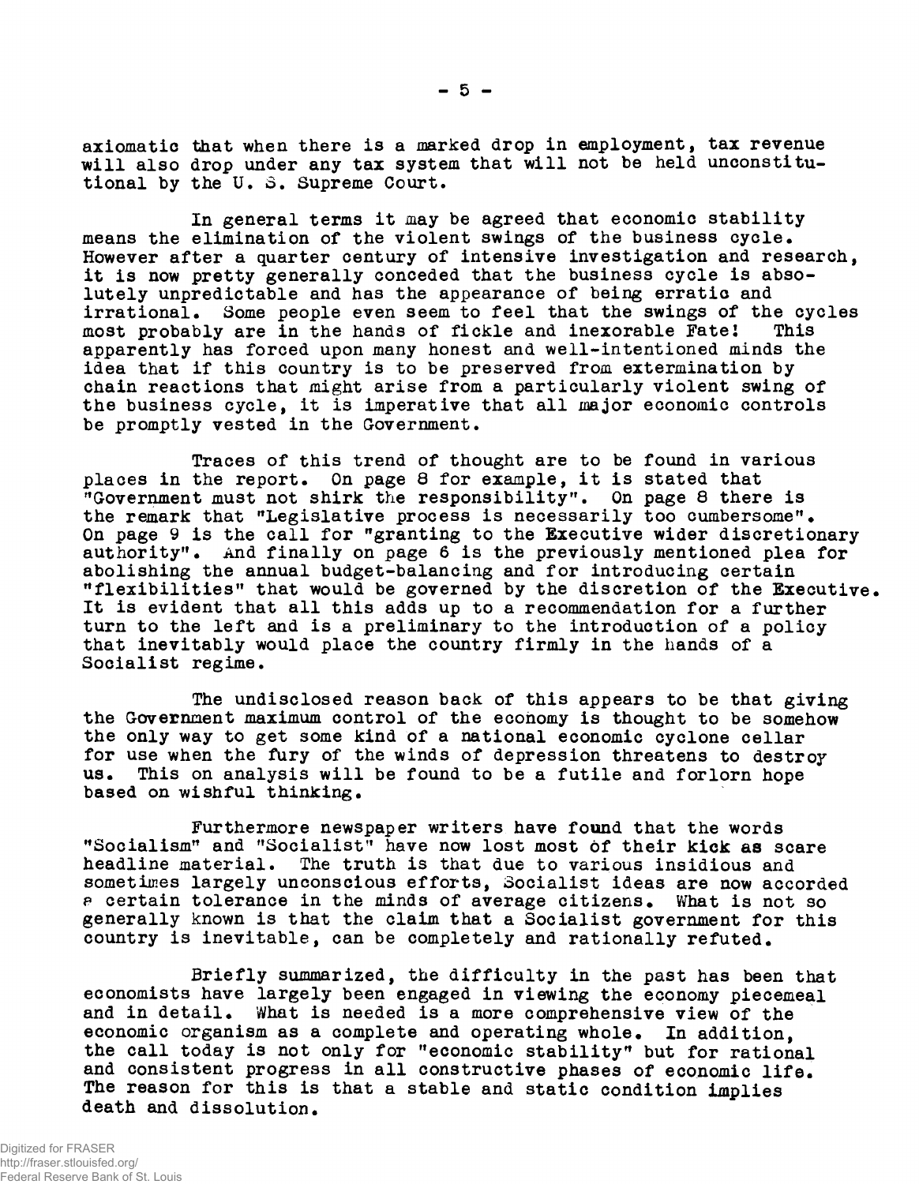axiomatic that when there is a marked drop in employment, tax revenue will also drop under any tax system that will not be held unconstitutional by the U. S. Supreme Court.

In general terms it may be agreed that economic stability means the elimination of the violent swings of the business cycle. However after a quarter century of intensive investigation and research, it is now pretty generally conceded that the business cycle is absolutely unpredictable and has the appearance of being erratic and irrational. Some people even seem to feel that the swings of the cycles most probably are in the hands of fickle and inexorable Fate! This apparently has forced upon many honest and well-intentioned minds the idea that if this country is to be preserved from extermination by chain reactions that might arise from a particularly violent swing of the business cycle, it is imperative that all major economic controls be promptly vested in the Government.

Traces of this trend of thought are to be found in various places in the report. On page 8 for example, it is stated that "Government must not shirk the responsibility". On page 8 there is the remark that "Legislative process is necessarily too cumbersome". On page 9 is the call for "granting to the Executive wider discretionary authority". And finally on page 6 is the previously mentioned plea for abolishing the annual budget-balancing and for introducing certain "flexibilities" that would be governed by the discretion of the Executive. It is evident that all this adds up to a recommendation for a further turn to the left and is a preliminary to the introduction of a policy that inevitably would place the country firmly in the hands of a Socialist regime.

The undisclosed reason back of this appears to be that giving the Government maximum control of the economy is thought to be somehow the only way to get some kind of a national economic cyclone cellar for use when the fury of the winds of depression threatens to destroy us. This on analysis will be found to be a futile and forlorn hope based on wishful thinking.

Furthermore newspaper writers have found that the words "Socialism" and "Socialist" have now lost most of their kick as scare headline material. The truth is that due to various insidious and sometimes largely unconscious efforts, Socialist ideas are now accorded a certain tolerance in the minds of average citizens. What is not so generally known is that the claim that a Socialist government for this country is inevitable, can be completely and rationally refuted.

Briefly summarized, the difficulty in the past has been that economists have largely been engaged in viewing the economy piecemeal and in detail. What is needed is a more comprehensive view of the economic organism as a complete and operating whole. In addition, the call today is not only for "economic stability" but for rational and consistent progress in all constructive phases of economic life. The reason for this is that a stable and static condition implies death and dissolution.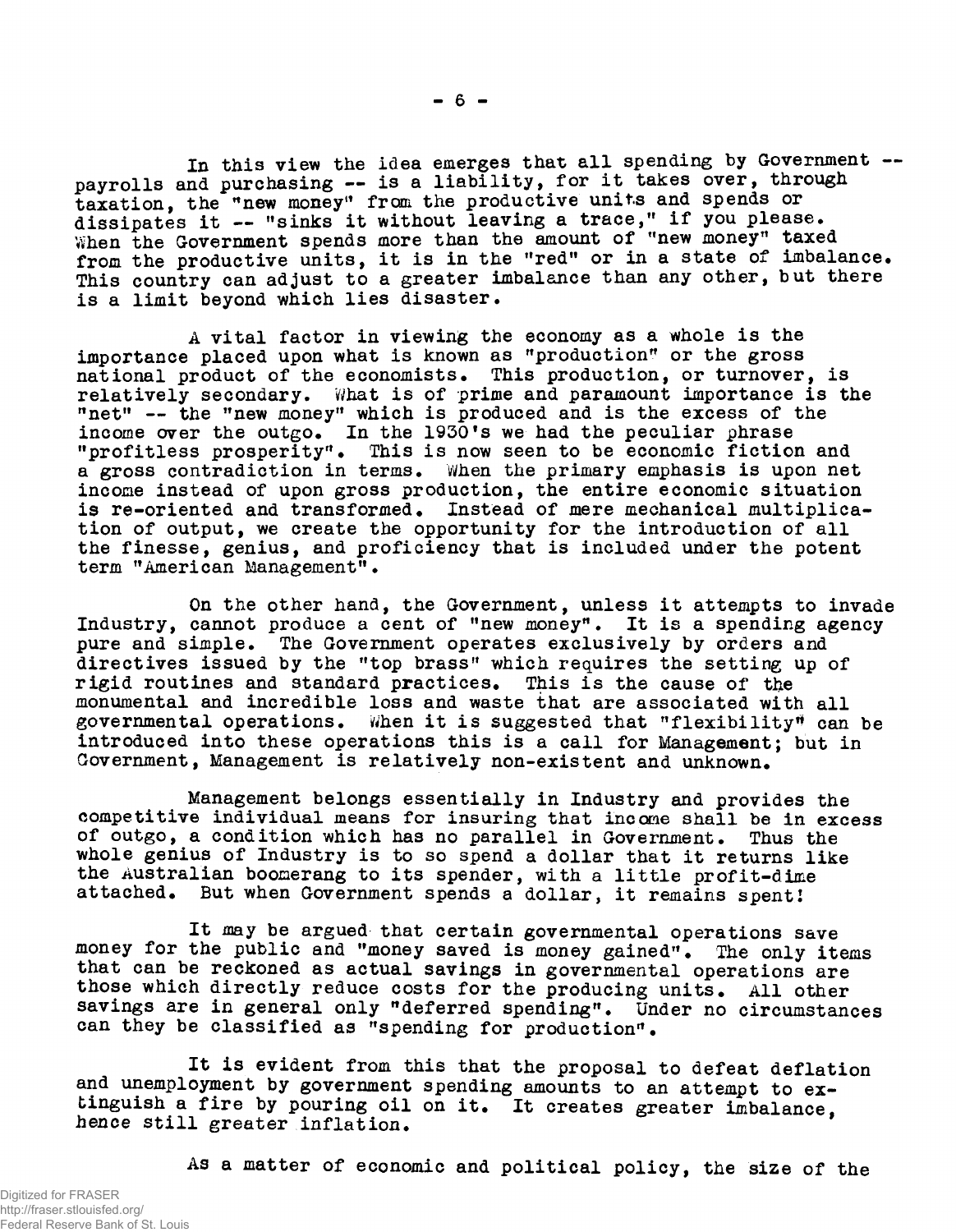In this view the idea emerges that all spending by Government -- payrolls and purchasing -- is a liability, for it takes over, through taxation, the "new money" from the productive units and spends or dissipates it -- "sinks it without leaving a trace," if you please. When the Government spends more than the amount of "new money" taxed from the productive units, it is in the "red" or in a state of imbalance. This country can adjust to a greater imbalance than any other, but there is a limit beyond which lies disaster.

A vital factor in viewing the economy as a whole is the importance placed upon what is known as "production" or the gross national product of the economists. This production, or turnover, is relatively secondary. What is of prime and paramount importance is the "net" -- the "new money" which is produced and is the excess of the income over the outgo. In the 1930's we had the peculiar phrase "profitless prosperity". This is now seen to be economic fiction and a gross contradiction in terms. When the primary emphasis is upon net income instead of upon gross production, the entire economic situation is re-oriented and transformed. Instead of mere mechanical multiplication of output, we create the opportunity for the introduction of all the finesse, genius, and proficiency that is included under the potent term "American Management".

On the other hand, the Government, unless it attempts to invade Industry, cannot produce a cent of "new money". It is a spending agency pure and simple. The Government operates exclusively by orders and directives issued by the "top brass" which requires the setting up of rigid routines and standard practices. This is the cause of the monumental and incredible loss and waste that are associated with all governmental operations. When it is suggested that "flexibility" can be introduced into these operations this is a call for Management; but in Government, Management is relatively non-existent and unknown.

Management belongs essentially in Industry and provides the competitive individual means for insuring that income shall be in excess of outgo, a condition which has no parallel in Government. Thus the whole genius of Industry is to so spend a dollar that it returns like the Australian boomerang to its spender, with a little profit-dime attached. But when Government spends a dollar, it remains spent!

It may be argued that certain governmental operations save money for the public and "money saved is money gained". The only items that can be reckoned as actual savings in governmental operations are those which directly reduce costs for the producing units. All other savings are in general only "deferred spending". Under no circumstances can they be classified as "spending for production".

It is evident from this that the proposal to defeat deflation and unemployment by government spending amounts to an attempt to extinguish a fire by pouring oil on it. It creates greater imbalance, hence still greater inflation.

As a matter of economic and political policy, the size of the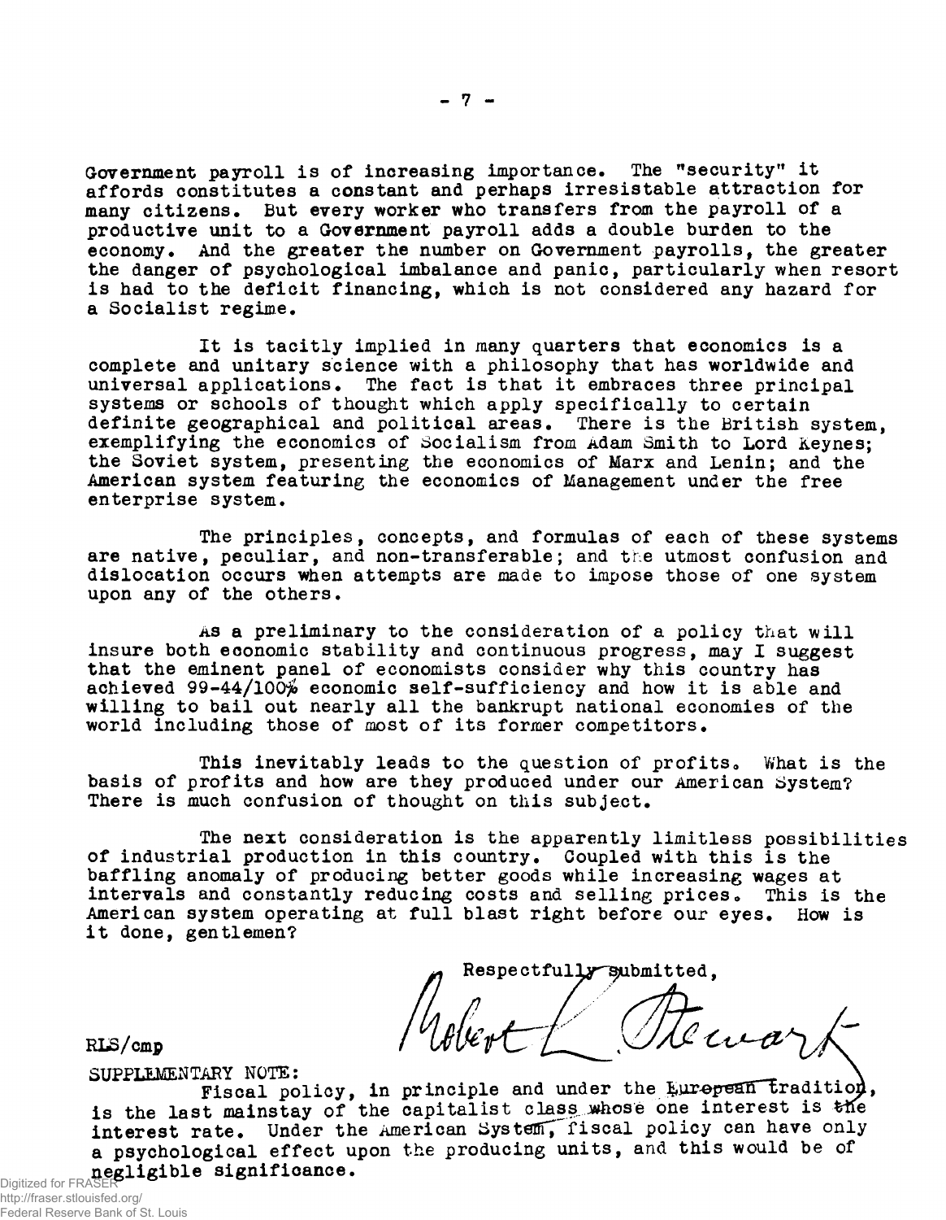Government payroll is of increasing importance. The "security" it affords constitutes a constant and perhaps irresistable attraction for many citizens. But every worker who transfers from the payroll of a productive unit to a Government payroll adds a double burden to the economy. And the greater the number on Government payrolls, the greater the danger of psychological imbalance and panic, particularly when resort is had to the deficit financing, which is not considered any hazard for a Socialist regime.

It is tacitly implied in many quarters that economics is a complete and unitary science with a philosophy that has worldwide and universal applications. The fact is that it embraces three principal systems or schools of thought which apply specifically to certain definite geographical and political areas. There is the British system, exemplifying the economics of Socialism from Adam Smith to Lord Keynes; the Soviet system, presenting the economics of Marx and Lenin; and the American system featuring the economics of Management under the free enterprise system.

The principles, concepts, and formulas of each of these systems are native, peculiar, and non-transferable; and the utmost confusion and dislocation occurs when attempts are made to impose those of one system upon any of the others.

As a preliminary to the consideration of a policy that will insure both economic stability and continuous progress, may I suggest that the eminent panel of economists consider why this country has achieved 99-44/100% economic self-sufficiency and how it is able and willing to bail out nearly all the bankrupt national economies of the world including those of most of its former competitors.

This inevitably leads to the question of profits. What is the basis of profits and how are they produced under our American System? There is much confusion of thought on this subject.

The next consideration is the apparently limitless possibilities of industrial production in this country. Coupled with this is the baffling anomaly of producing better goods while increasing wages at intervals and constantly reducing costs and selling prices. This is the American system operating at full blast right before our eyes. How is it done, gentlemen?

Respectfully submitted,

Robert L. Stewart

RLS/cmp

SUPPLEMENTARY NOTE:

Fiscal policy, in principle and under the European tradition, is the last mainstay of the capitalist class whose one interest is the interest rate. Under the American System, fiscal policy can have only a psychological effect upon the producing units, and this would be of negligible significance.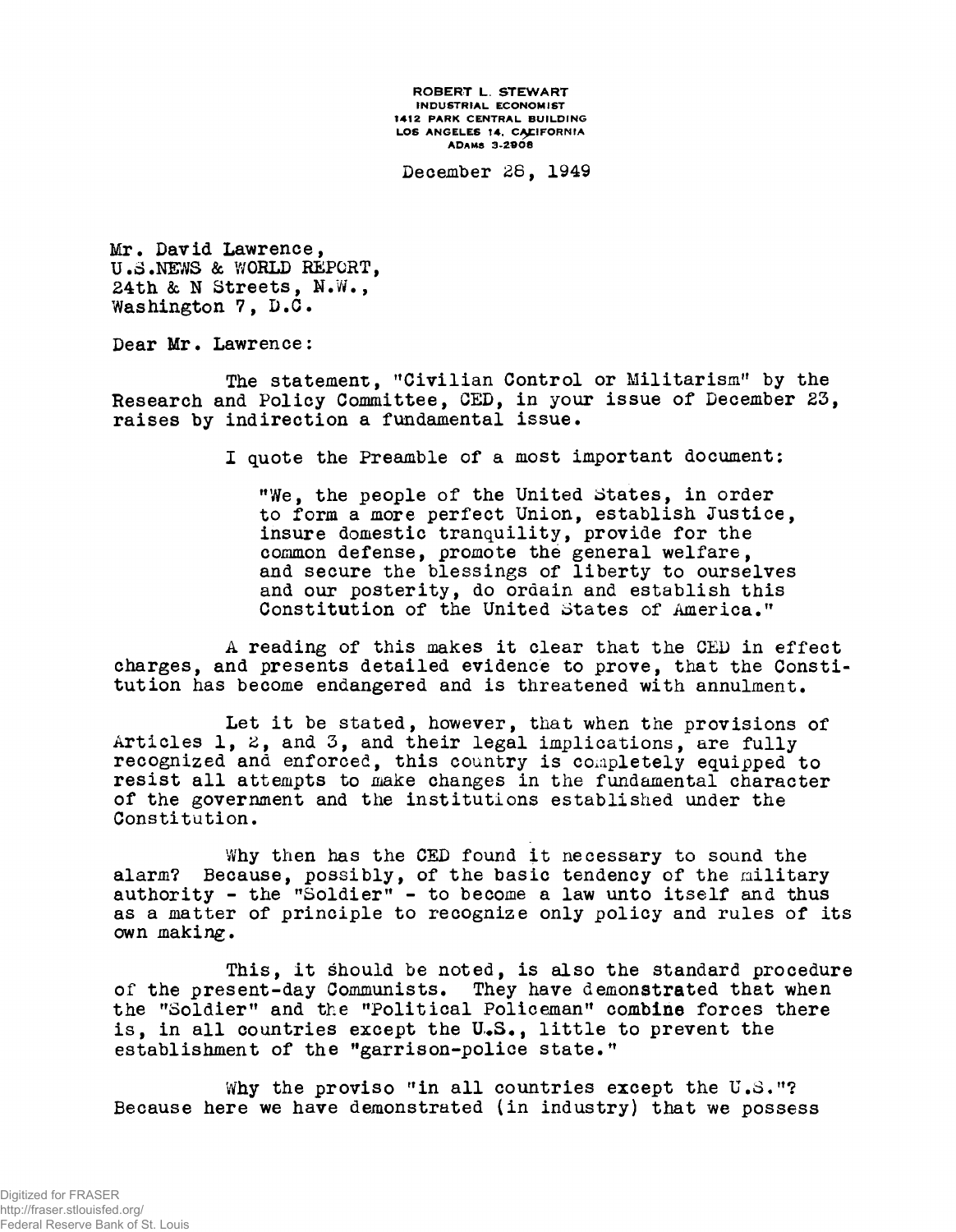ROBERT L. STEWART
INDUSTRIAL ECONOMIST
1412 PARK CENTRAL BUILDING
LOS ANGELES 14, CALIFORNIA
ADAMS 3-2908

December 28, 1949

Mr. David Lawrence,
U.S.NEWS & WORLD REPORT,
24th & N Streets, N.W.,
Washington 7, D.C.

Dear Mr. Lawrence:

The statement, "Civilian Control or Militarism" by the Research and Policy Committee, CED, in your issue of December 23, raises by indirection a fundamental issue.

I quote the Preamble of a most important document:

> "We, the people of the United States, in order to form a more perfect Union, establish Justice, insure domestic tranquility, provide for the common defense, promote the general welfare, and secure the blessings of liberty to ourselves and our posterity, do ordain and establish this Constitution of the United States of America."

A reading of this makes it clear that the CED in effect charges, and presents detailed evidence to prove, that the Constitution has become endangered and is threatened with annulment.

Let it be stated, however, that when the provisions of Articles 1, 2, and 3, and their legal implications, are fully recognized and enforced, this country is completely equipped to resist all attempts to make changes in the fundamental character of the government and the institutions established under the Constitution.

Why then has the CED found it necessary to sound the alarm? Because, possibly, of the basic tendency of the military authority - the "Soldier" - to become a law unto itself and thus as a matter of principle to recognize only policy and rules of its own making.

This, it should be noted, is also the standard procedure of the present-day Communists. They have demonstrated that when the "Soldier" and the "Political Policeman" combine forces there is, in all countries except the U.S., little to prevent the establishment of the "garrison-police state."

Why the proviso "in all countries except the U.S."? Because here we have demonstrated (in industry) that we possess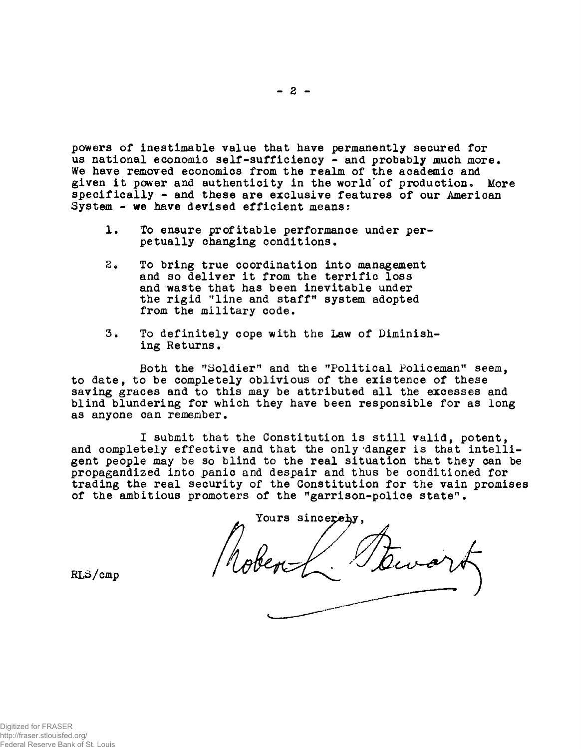powers of inestimable value that have permanently secured for us national economic self-sufficiency - and probably much more. We have removed economics from the realm of the academic and given it power and authenticity in the world of production. More specifically - and these are exclusive features of our American System - we have devised efficient means:

1. To ensure profitable performance under perpetually changing conditions.

2. To bring true coordination into management and so deliver it from the terrific loss and waste that has been inevitable under the rigid "line and staff" system adopted from the military code.

3. To definitely cope with the Law of Diminishing Returns.

Both the "Soldier" and the "Political Policeman" seem, to date, to be completely oblivious of the existence of these saving graces and to this may be attributed all the excesses and blind blundering for which they have been responsible for as long as anyone can remember.

I submit that the Constitution is still valid, potent, and completely effective and that the only danger is that intelligent people may be so blind to the real situation that they can be propagandized into panic and despair and thus be conditioned for trading the real security of the Constitution for the vain promises of the ambitious promoters of the "garrison-police state".

Yours sincerely,

Robert L. Stewart

RLS/cmp